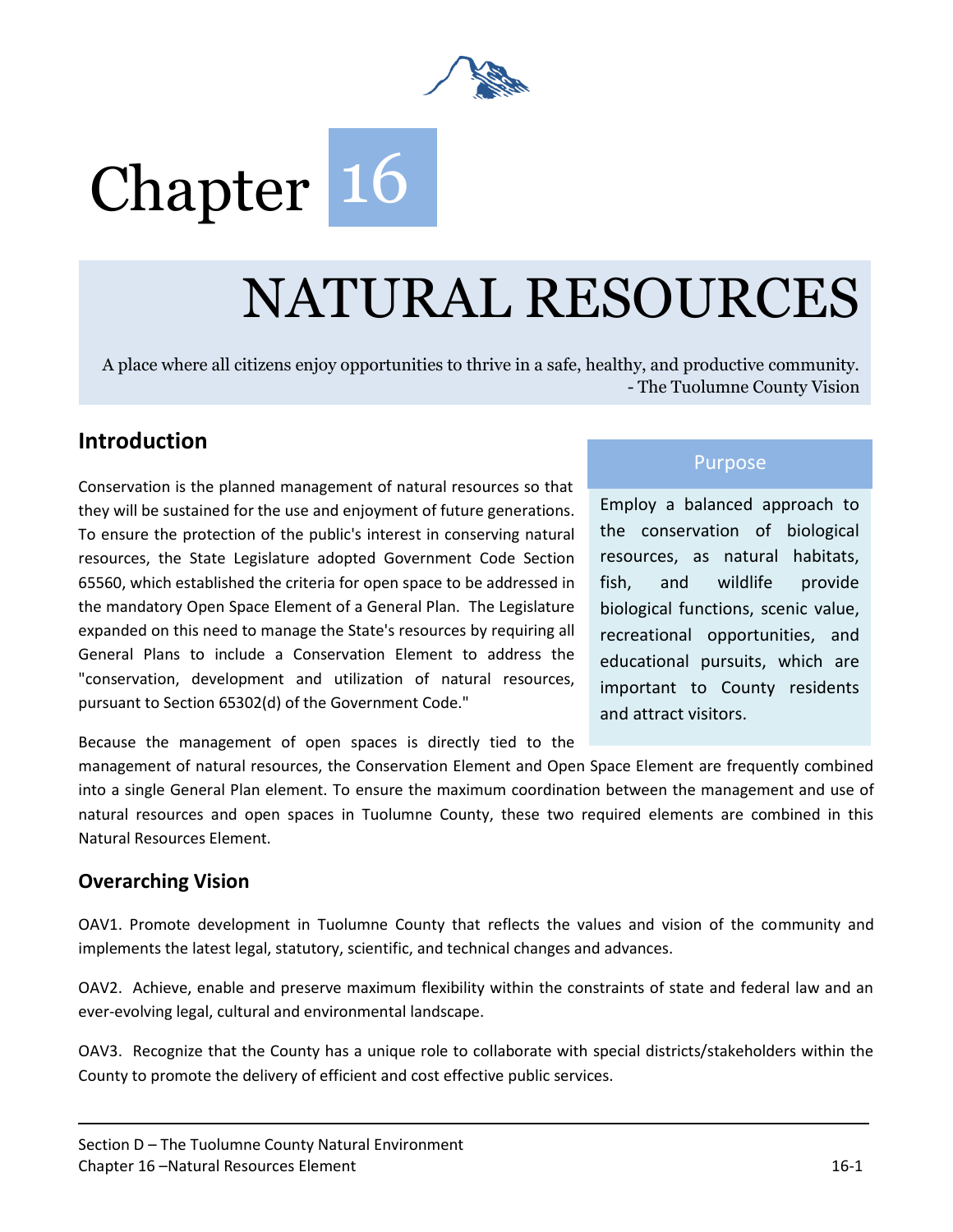# Chapter 16

# NATURAL RESOURCES

A place where all citizens enjoy opportunities to thrive in a safe, healthy, and productive community.
- The Tuolumne County Vision

## Introduction

Conservation is the planned management of natural resources so that they will be sustained for the use and enjoyment of future generations. To ensure the protection of the public's interest in conserving natural resources, the State Legislature adopted Government Code Section 65560, which established the criteria for open space to be addressed in the mandatory Open Space Element of a General Plan. The Legislature expanded on this need to manage the State's resources by requiring all General Plans to include a Conservation Element to address the "conservation, development and utilization of natural resources, pursuant to Section 65302(d) of the Government Code."

Because the management of open spaces is directly tied to the management of natural resources, the Conservation Element and Open Space Element are frequently combined into a single General Plan element. To ensure the maximum coordination between the management and use of natural resources and open spaces in Tuolumne County, these two required elements are combined in this Natural Resources Element.

**Purpose**

Employ a balanced approach to the conservation of biological resources, as natural habitats, fish, and wildlife provide biological functions, scenic value, recreational opportunities, and educational pursuits, which are important to County residents and attract visitors.

## Overarching Vision

OAV1. Promote development in Tuolumne County that reflects the values and vision of the community and implements the latest legal, statutory, scientific, and technical changes and advances.

OAV2. Achieve, enable and preserve maximum flexibility within the constraints of state and federal law and an ever-evolving legal, cultural and environmental landscape.

OAV3. Recognize that the County has a unique role to collaborate with special districts/stakeholders within the County to promote the delivery of efficient and cost effective public services.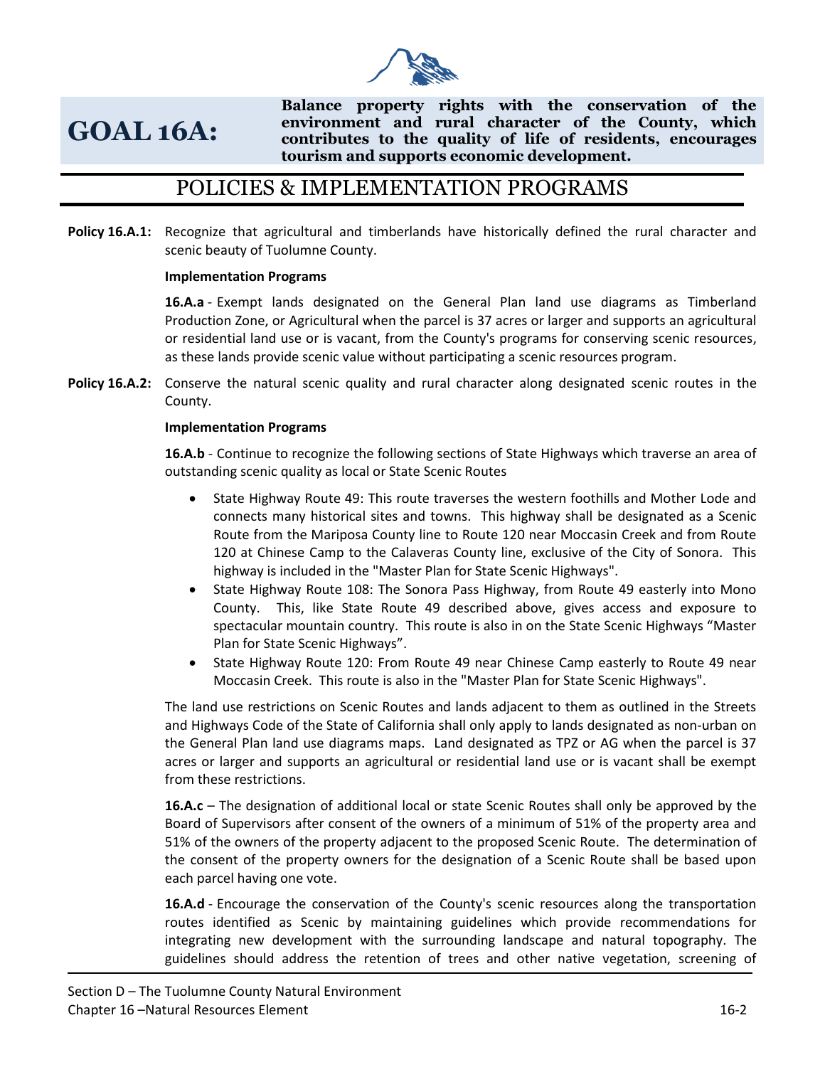# GOAL 16A:

**Balance property rights with the conservation of the environment and rural character of the County, which contributes to the quality of life of residents, encourages tourism and supports economic development.**

## POLICIES & IMPLEMENTATION PROGRAMS

**Policy 16.A.1:** Recognize that agricultural and timberlands have historically defined the rural character and scenic beauty of Tuolumne County.

**Implementation Programs**

**16.A.a** - Exempt lands designated on the General Plan land use diagrams as Timberland Production Zone, or Agricultural when the parcel is 37 acres or larger and supports an agricultural or residential land use or is vacant, from the County's programs for conserving scenic resources, as these lands provide scenic value without participating a scenic resources program.

**Policy 16.A.2:** Conserve the natural scenic quality and rural character along designated scenic routes in the County.

**Implementation Programs**

**16.A.b** - Continue to recognize the following sections of State Highways which traverse an area of outstanding scenic quality as local or State Scenic Routes

- State Highway Route 49: This route traverses the western foothills and Mother Lode and connects many historical sites and towns. This highway shall be designated as a Scenic Route from the Mariposa County line to Route 120 near Moccasin Creek and from Route 120 at Chinese Camp to the Calaveras County line, exclusive of the City of Sonora. This highway is included in the "Master Plan for State Scenic Highways".
- State Highway Route 108: The Sonora Pass Highway, from Route 49 easterly into Mono County. This, like State Route 49 described above, gives access and exposure to spectacular mountain country. This route is also in on the State Scenic Highways "Master Plan for State Scenic Highways".
- State Highway Route 120: From Route 49 near Chinese Camp easterly to Route 49 near Moccasin Creek. This route is also in the "Master Plan for State Scenic Highways".

The land use restrictions on Scenic Routes and lands adjacent to them as outlined in the Streets and Highways Code of the State of California shall only apply to lands designated as non-urban on the General Plan land use diagrams maps. Land designated as TPZ or AG when the parcel is 37 acres or larger and supports an agricultural or residential land use or is vacant shall be exempt from these restrictions.

**16.A.c** – The designation of additional local or state Scenic Routes shall only be approved by the Board of Supervisors after consent of the owners of a minimum of 51% of the property area and 51% of the owners of the property adjacent to the proposed Scenic Route. The determination of the consent of the property owners for the designation of a Scenic Route shall be based upon each parcel having one vote.

**16.A.d** - Encourage the conservation of the County's scenic resources along the transportation routes identified as Scenic by maintaining guidelines which provide recommendations for integrating new development with the surrounding landscape and natural topography. The guidelines should address the retention of trees and other native vegetation, screening of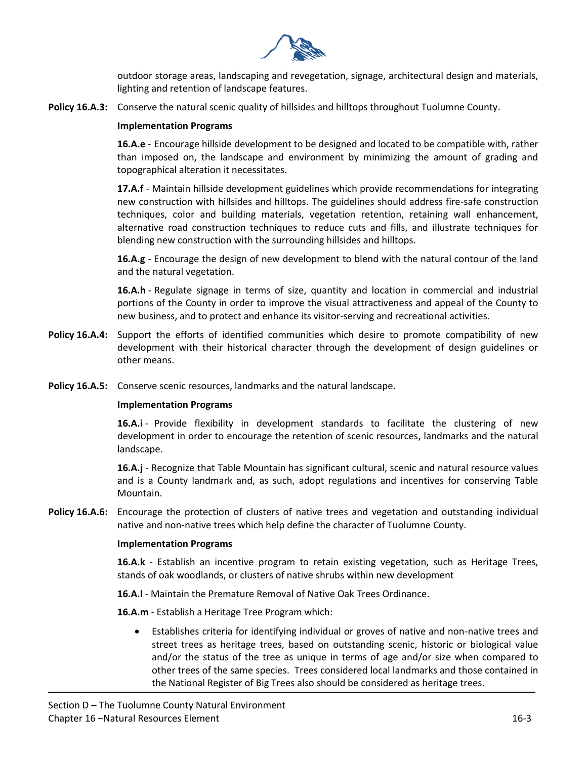outdoor storage areas, landscaping and revegetation, signage, architectural design and materials, lighting and retention of landscape features.

**Policy 16.A.3:** Conserve the natural scenic quality of hillsides and hilltops throughout Tuolumne County.

**Implementation Programs**

**16.A.e** - Encourage hillside development to be designed and located to be compatible with, rather than imposed on, the landscape and environment by minimizing the amount of grading and topographical alteration it necessitates.

**17.A.f** - Maintain hillside development guidelines which provide recommendations for integrating new construction with hillsides and hilltops. The guidelines should address fire-safe construction techniques, color and building materials, vegetation retention, retaining wall enhancement, alternative road construction techniques to reduce cuts and fills, and illustrate techniques for blending new construction with the surrounding hillsides and hilltops.

**16.A.g** - Encourage the design of new development to blend with the natural contour of the land and the natural vegetation.

**16.A.h** - Regulate signage in terms of size, quantity and location in commercial and industrial portions of the County in order to improve the visual attractiveness and appeal of the County to new business, and to protect and enhance its visitor-serving and recreational activities.

**Policy 16.A.4:** Support the efforts of identified communities which desire to promote compatibility of new development with their historical character through the development of design guidelines or other means.

**Policy 16.A.5:** Conserve scenic resources, landmarks and the natural landscape.

**Implementation Programs**

**16.A.i** - Provide flexibility in development standards to facilitate the clustering of new development in order to encourage the retention of scenic resources, landmarks and the natural landscape.

**16.A.j** - Recognize that Table Mountain has significant cultural, scenic and natural resource values and is a County landmark and, as such, adopt regulations and incentives for conserving Table Mountain.

**Policy 16.A.6:** Encourage the protection of clusters of native trees and vegetation and outstanding individual native and non-native trees which help define the character of Tuolumne County.

**Implementation Programs**

**16.A.k** - Establish an incentive program to retain existing vegetation, such as Heritage Trees, stands of oak woodlands, or clusters of native shrubs within new development

**16.A.l** - Maintain the Premature Removal of Native Oak Trees Ordinance.

**16.A.m** - Establish a Heritage Tree Program which:

- Establishes criteria for identifying individual or groves of native and non-native trees and street trees as heritage trees, based on outstanding scenic, historic or biological value and/or the status of the tree as unique in terms of age and/or size when compared to other trees of the same species. Trees considered local landmarks and those contained in the National Register of Big Trees also should be considered as heritage trees.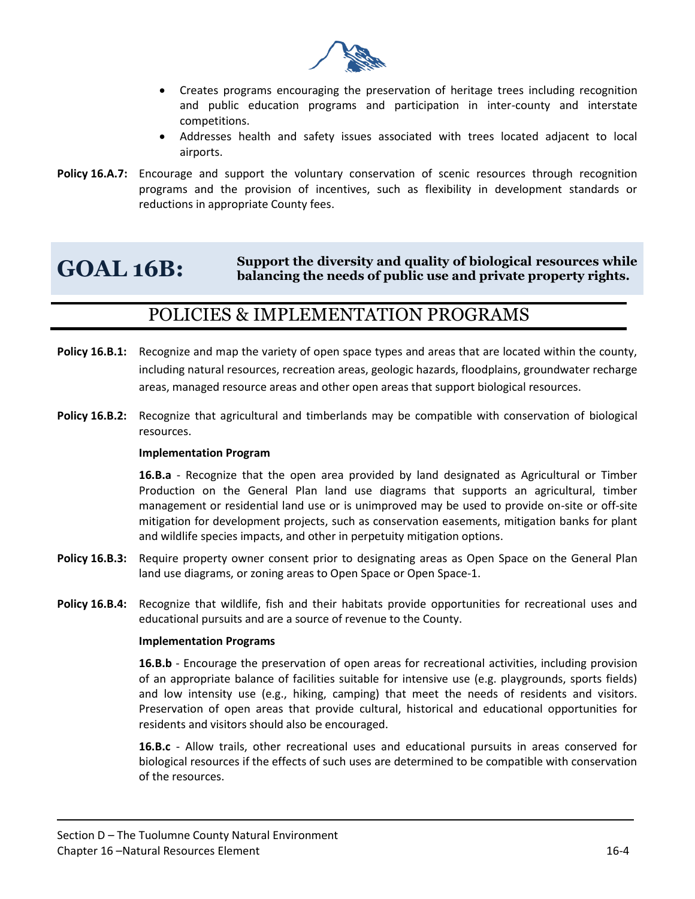- Creates programs encouraging the preservation of heritage trees including recognition and public education programs and participation in inter-county and interstate competitions.
- Addresses health and safety issues associated with trees located adjacent to local airports.

**Policy 16.A.7:** Encourage and support the voluntary conservation of scenic resources through recognition programs and the provision of incentives, such as flexibility in development standards or reductions in appropriate County fees.

# GOAL 16B: Support the diversity and quality of biological resources while balancing the needs of public use and private property rights.

## POLICIES & IMPLEMENTATION PROGRAMS

**Policy 16.B.1:** Recognize and map the variety of open space types and areas that are located within the county, including natural resources, recreation areas, geologic hazards, floodplains, groundwater recharge areas, managed resource areas and other open areas that support biological resources.

**Policy 16.B.2:** Recognize that agricultural and timberlands may be compatible with conservation of biological resources.

**Implementation Program**

**16.B.a** - Recognize that the open area provided by land designated as Agricultural or Timber Production on the General Plan land use diagrams that supports an agricultural, timber management or residential land use or is unimproved may be used to provide on-site or off-site mitigation for development projects, such as conservation easements, mitigation banks for plant and wildlife species impacts, and other in perpetuity mitigation options.

**Policy 16.B.3:** Require property owner consent prior to designating areas as Open Space on the General Plan land use diagrams, or zoning areas to Open Space or Open Space-1.

**Policy 16.B.4:** Recognize that wildlife, fish and their habitats provide opportunities for recreational uses and educational pursuits and are a source of revenue to the County.

**Implementation Programs**

**16.B.b** - Encourage the preservation of open areas for recreational activities, including provision of an appropriate balance of facilities suitable for intensive use (e.g. playgrounds, sports fields) and low intensity use (e.g., hiking, camping) that meet the needs of residents and visitors. Preservation of open areas that provide cultural, historical and educational opportunities for residents and visitors should also be encouraged.

**16.B.c** - Allow trails, other recreational uses and educational pursuits in areas conserved for biological resources if the effects of such uses are determined to be compatible with conservation of the resources.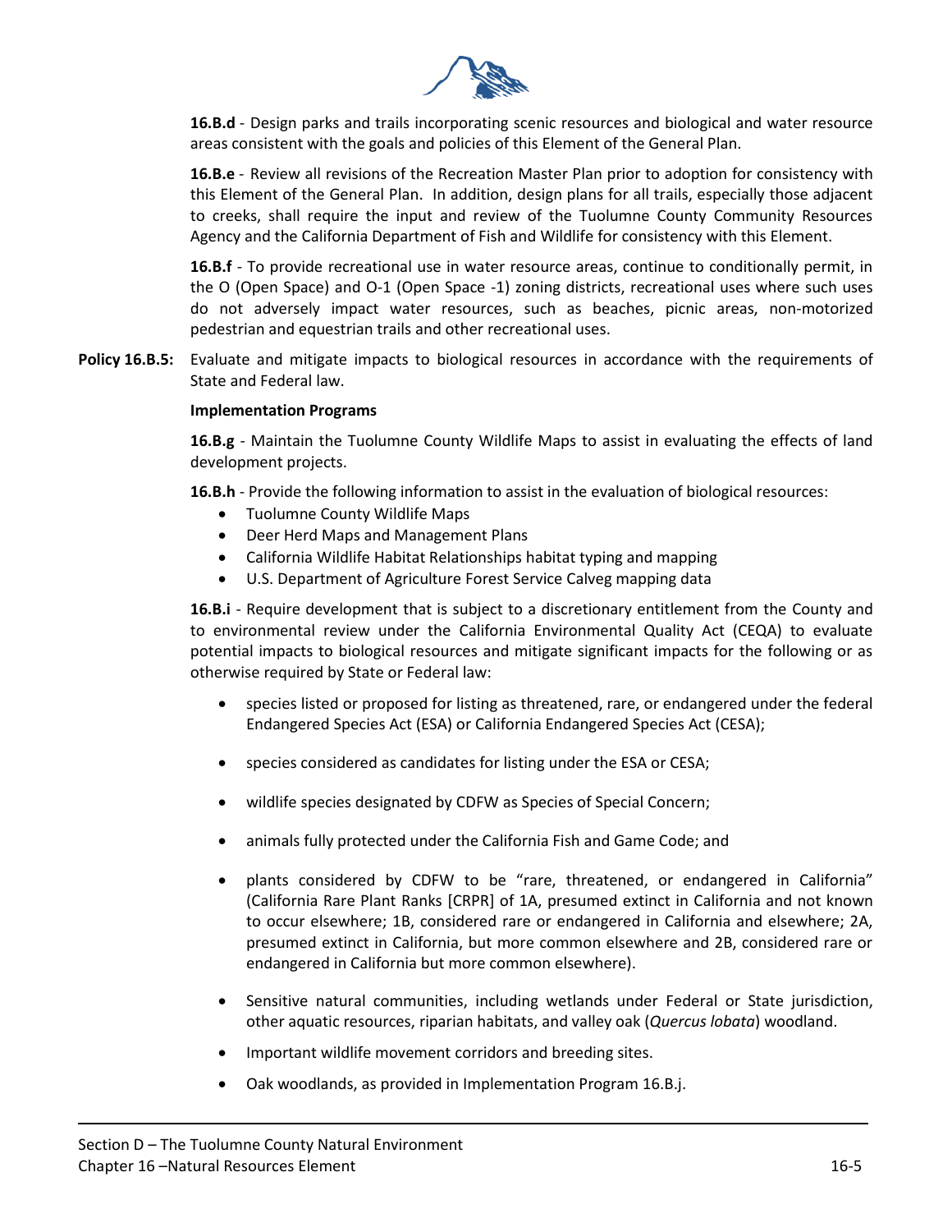**16.B.d** - Design parks and trails incorporating scenic resources and biological and water resource areas consistent with the goals and policies of this Element of the General Plan.

**16.B.e** - Review all revisions of the Recreation Master Plan prior to adoption for consistency with this Element of the General Plan. In addition, design plans for all trails, especially those adjacent to creeks, shall require the input and review of the Tuolumne County Community Resources Agency and the California Department of Fish and Wildlife for consistency with this Element.

**16.B.f** - To provide recreational use in water resource areas, continue to conditionally permit, in the O (Open Space) and O-1 (Open Space -1) zoning districts, recreational uses where such uses do not adversely impact water resources, such as beaches, picnic areas, non-motorized pedestrian and equestrian trails and other recreational uses.

**Policy 16.B.5:** Evaluate and mitigate impacts to biological resources in accordance with the requirements of State and Federal law.

**Implementation Programs**

**16.B.g** - Maintain the Tuolumne County Wildlife Maps to assist in evaluating the effects of land development projects.

**16.B.h** - Provide the following information to assist in the evaluation of biological resources:

- Tuolumne County Wildlife Maps
- Deer Herd Maps and Management Plans
- California Wildlife Habitat Relationships habitat typing and mapping
- U.S. Department of Agriculture Forest Service Calveg mapping data

**16.B.i** - Require development that is subject to a discretionary entitlement from the County and to environmental review under the California Environmental Quality Act (CEQA) to evaluate potential impacts to biological resources and mitigate significant impacts for the following or as otherwise required by State or Federal law:

- species listed or proposed for listing as threatened, rare, or endangered under the federal Endangered Species Act (ESA) or California Endangered Species Act (CESA);
- species considered as candidates for listing under the ESA or CESA;
- wildlife species designated by CDFW as Species of Special Concern;
- animals fully protected under the California Fish and Game Code; and
- plants considered by CDFW to be "rare, threatened, or endangered in California" (California Rare Plant Ranks [CRPR] of 1A, presumed extinct in California and not known to occur elsewhere; 1B, considered rare or endangered in California and elsewhere; 2A, presumed extinct in California, but more common elsewhere and 2B, considered rare or endangered in California but more common elsewhere).
- Sensitive natural communities, including wetlands under Federal or State jurisdiction, other aquatic resources, riparian habitats, and valley oak (*Quercus lobata*) woodland.
- Important wildlife movement corridors and breeding sites.
- Oak woodlands, as provided in Implementation Program 16.B.j.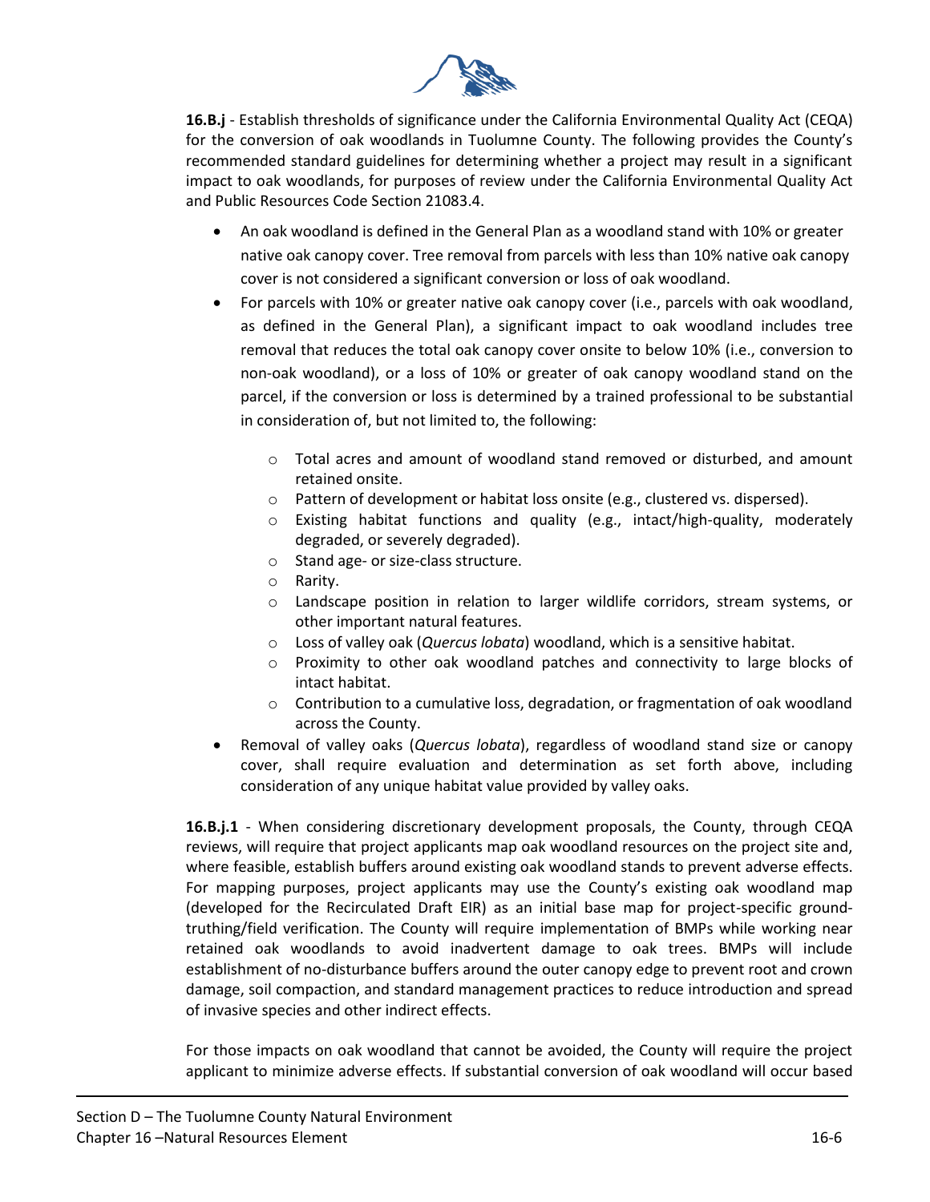**16.B.j** - Establish thresholds of significance under the California Environmental Quality Act (CEQA) for the conversion of oak woodlands in Tuolumne County. The following provides the County's recommended standard guidelines for determining whether a project may result in a significant impact to oak woodlands, for purposes of review under the California Environmental Quality Act and Public Resources Code Section 21083.4.

- An oak woodland is defined in the General Plan as a woodland stand with 10% or greater native oak canopy cover. Tree removal from parcels with less than 10% native oak canopy cover is not considered a significant conversion or loss of oak woodland.
- For parcels with 10% or greater native oak canopy cover (i.e., parcels with oak woodland, as defined in the General Plan), a significant impact to oak woodland includes tree removal that reduces the total oak canopy cover onsite to below 10% (i.e., conversion to non-oak woodland), or a loss of 10% or greater of oak canopy woodland stand on the parcel, if the conversion or loss is determined by a trained professional to be substantial in consideration of, but not limited to, the following:
    - Total acres and amount of woodland stand removed or disturbed, and amount retained onsite.
    - Pattern of development or habitat loss onsite (e.g., clustered vs. dispersed).
    - Existing habitat functions and quality (e.g., intact/high-quality, moderately degraded, or severely degraded).
    - Stand age- or size-class structure.
    - Rarity.
    - Landscape position in relation to larger wildlife corridors, stream systems, or other important natural features.
    - Loss of valley oak (*Quercus lobata*) woodland, which is a sensitive habitat.
    - Proximity to other oak woodland patches and connectivity to large blocks of intact habitat.
    - Contribution to a cumulative loss, degradation, or fragmentation of oak woodland across the County.
- Removal of valley oaks (*Quercus lobata*), regardless of woodland stand size or canopy cover, shall require evaluation and determination as set forth above, including consideration of any unique habitat value provided by valley oaks.

**16.B.j.1** - When considering discretionary development proposals, the County, through CEQA reviews, will require that project applicants map oak woodland resources on the project site and, where feasible, establish buffers around existing oak woodland stands to prevent adverse effects. For mapping purposes, project applicants may use the County's existing oak woodland map (developed for the Recirculated Draft EIR) as an initial base map for project-specific ground-truthing/field verification. The County will require implementation of BMPs while working near retained oak woodlands to avoid inadvertent damage to oak trees. BMPs will include establishment of no-disturbance buffers around the outer canopy edge to prevent root and crown damage, soil compaction, and standard management practices to reduce introduction and spread of invasive species and other indirect effects.

For those impacts on oak woodland that cannot be avoided, the County will require the project applicant to minimize adverse effects. If substantial conversion of oak woodland will occur based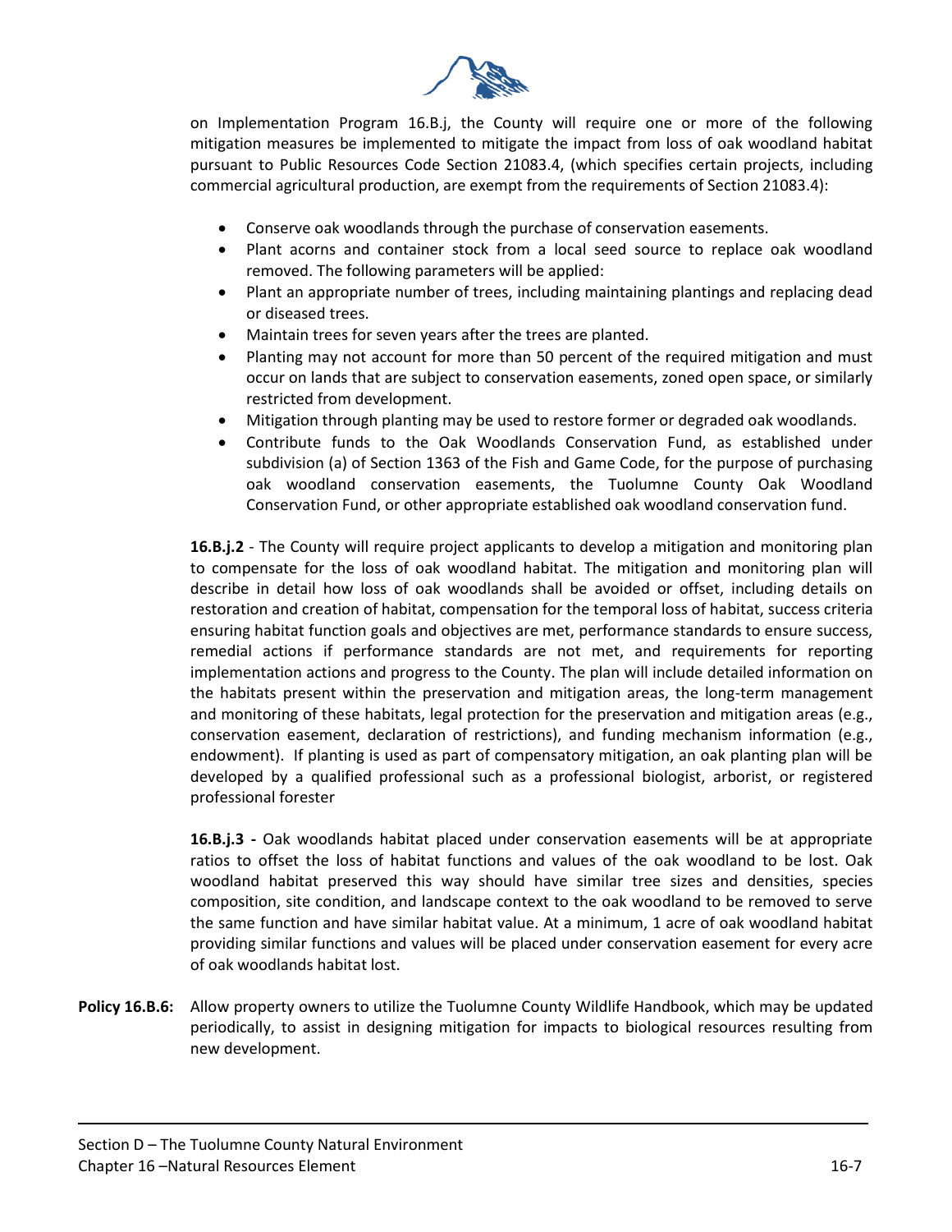on Implementation Program 16.B.j, the County will require one or more of the following mitigation measures be implemented to mitigate the impact from loss of oak woodland habitat pursuant to Public Resources Code Section 21083.4, (which specifies certain projects, including commercial agricultural production, are exempt from the requirements of Section 21083.4):

- Conserve oak woodlands through the purchase of conservation easements.
- Plant acorns and container stock from a local seed source to replace oak woodland removed. The following parameters will be applied:
- Plant an appropriate number of trees, including maintaining plantings and replacing dead or diseased trees.
- Maintain trees for seven years after the trees are planted.
- Planting may not account for more than 50 percent of the required mitigation and must occur on lands that are subject to conservation easements, zoned open space, or similarly restricted from development.
- Mitigation through planting may be used to restore former or degraded oak woodlands.
- Contribute funds to the Oak Woodlands Conservation Fund, as established under subdivision (a) of Section 1363 of the Fish and Game Code, for the purpose of purchasing oak woodland conservation easements, the Tuolumne County Oak Woodland Conservation Fund, or other appropriate established oak woodland conservation fund.

**16.B.j.2** - The County will require project applicants to develop a mitigation and monitoring plan to compensate for the loss of oak woodland habitat. The mitigation and monitoring plan will describe in detail how loss of oak woodlands shall be avoided or offset, including details on restoration and creation of habitat, compensation for the temporal loss of habitat, success criteria ensuring habitat function goals and objectives are met, performance standards to ensure success, remedial actions if performance standards are not met, and requirements for reporting implementation actions and progress to the County. The plan will include detailed information on the habitats present within the preservation and mitigation areas, the long-term management and monitoring of these habitats, legal protection for the preservation and mitigation areas (e.g., conservation easement, declaration of restrictions), and funding mechanism information (e.g., endowment). If planting is used as part of compensatory mitigation, an oak planting plan will be developed by a qualified professional such as a professional biologist, arborist, or registered professional forester

**16.B.j.3 -** Oak woodlands habitat placed under conservation easements will be at appropriate ratios to offset the loss of habitat functions and values of the oak woodland to be lost. Oak woodland habitat preserved this way should have similar tree sizes and densities, species composition, site condition, and landscape context to the oak woodland to be removed to serve the same function and have similar habitat value. At a minimum, 1 acre of oak woodland habitat providing similar functions and values will be placed under conservation easement for every acre of oak woodlands habitat lost.

**Policy 16.B.6:** Allow property owners to utilize the Tuolumne County Wildlife Handbook, which may be updated periodically, to assist in designing mitigation for impacts to biological resources resulting from new development.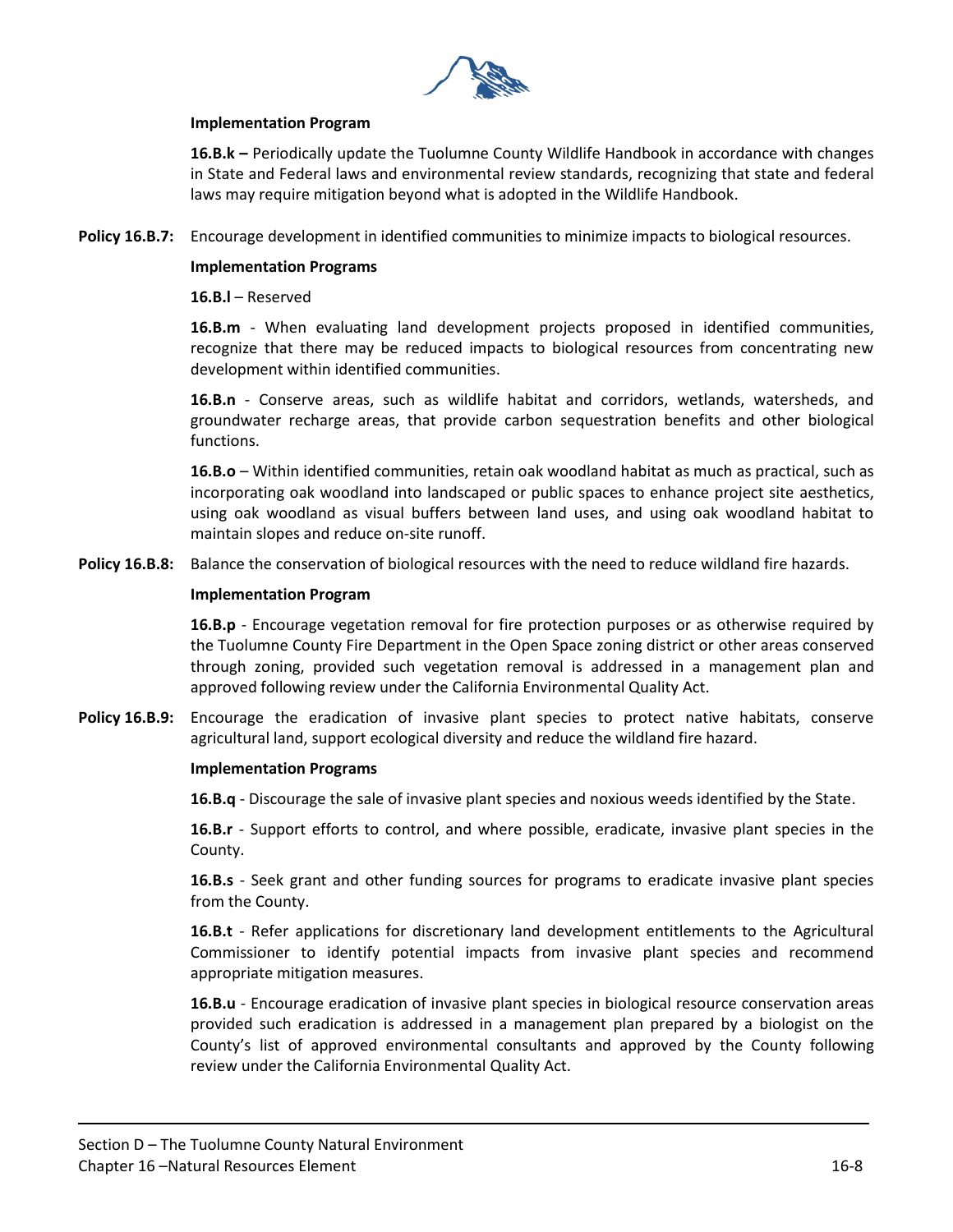**Implementation Program**

**16.B.k –** Periodically update the Tuolumne County Wildlife Handbook in accordance with changes in State and Federal laws and environmental review standards, recognizing that state and federal laws may require mitigation beyond what is adopted in the Wildlife Handbook.

**Policy 16.B.7:** Encourage development in identified communities to minimize impacts to biological resources.

**Implementation Programs**

**16.B.l** – Reserved

**16.B.m** - When evaluating land development projects proposed in identified communities, recognize that there may be reduced impacts to biological resources from concentrating new development within identified communities.

**16.B.n** - Conserve areas, such as wildlife habitat and corridors, wetlands, watersheds, and groundwater recharge areas, that provide carbon sequestration benefits and other biological functions.

**16.B.o** – Within identified communities, retain oak woodland habitat as much as practical, such as incorporating oak woodland into landscaped or public spaces to enhance project site aesthetics, using oak woodland as visual buffers between land uses, and using oak woodland habitat to maintain slopes and reduce on-site runoff.

**Policy 16.B.8:** Balance the conservation of biological resources with the need to reduce wildland fire hazards.

**Implementation Program**

**16.B.p** - Encourage vegetation removal for fire protection purposes or as otherwise required by the Tuolumne County Fire Department in the Open Space zoning district or other areas conserved through zoning, provided such vegetation removal is addressed in a management plan and approved following review under the California Environmental Quality Act.

**Policy 16.B.9:** Encourage the eradication of invasive plant species to protect native habitats, conserve agricultural land, support ecological diversity and reduce the wildland fire hazard.

**Implementation Programs**

**16.B.q** - Discourage the sale of invasive plant species and noxious weeds identified by the State.

**16.B.r** - Support efforts to control, and where possible, eradicate, invasive plant species in the County.

**16.B.s** - Seek grant and other funding sources for programs to eradicate invasive plant species from the County.

**16.B.t** - Refer applications for discretionary land development entitlements to the Agricultural Commissioner to identify potential impacts from invasive plant species and recommend appropriate mitigation measures.

**16.B.u** - Encourage eradication of invasive plant species in biological resource conservation areas provided such eradication is addressed in a management plan prepared by a biologist on the County's list of approved environmental consultants and approved by the County following review under the California Environmental Quality Act.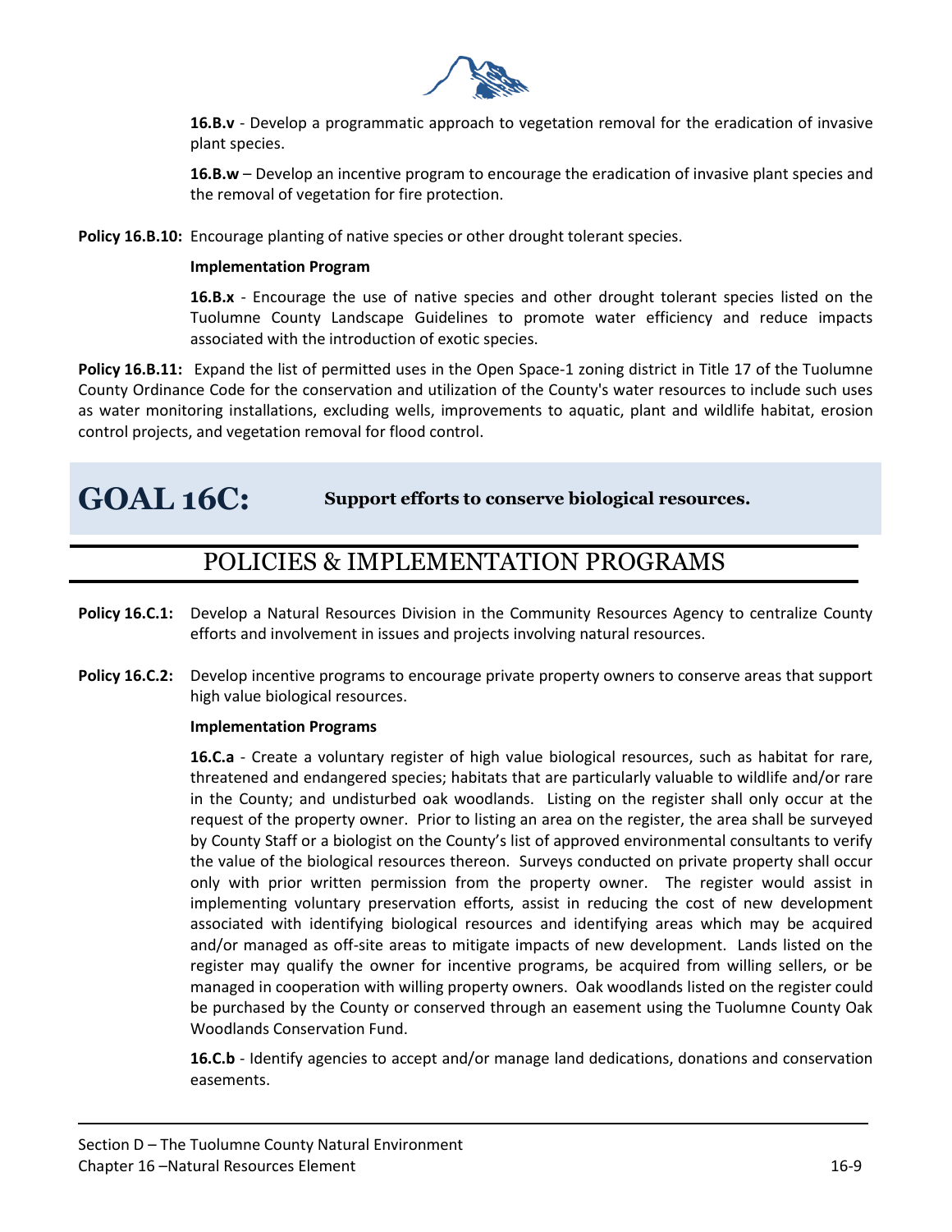**16.B.v** - Develop a programmatic approach to vegetation removal for the eradication of invasive plant species.

**16.B.w** – Develop an incentive program to encourage the eradication of invasive plant species and the removal of vegetation for fire protection.

**Policy 16.B.10:** Encourage planting of native species or other drought tolerant species.

**Implementation Program**

**16.B.x** - Encourage the use of native species and other drought tolerant species listed on the Tuolumne County Landscape Guidelines to promote water efficiency and reduce impacts associated with the introduction of exotic species.

**Policy 16.B.11:** Expand the list of permitted uses in the Open Space-1 zoning district in Title 17 of the Tuolumne County Ordinance Code for the conservation and utilization of the County's water resources to include such uses as water monitoring installations, excluding wells, improvements to aquatic, plant and wildlife habitat, erosion control projects, and vegetation removal for flood control.

# GOAL 16C: Support efforts to conserve biological resources.

## POLICIES & IMPLEMENTATION PROGRAMS

**Policy 16.C.1:** Develop a Natural Resources Division in the Community Resources Agency to centralize County efforts and involvement in issues and projects involving natural resources.

**Policy 16.C.2:** Develop incentive programs to encourage private property owners to conserve areas that support high value biological resources.

**Implementation Programs**

**16.C.a** - Create a voluntary register of high value biological resources, such as habitat for rare, threatened and endangered species; habitats that are particularly valuable to wildlife and/or rare in the County; and undisturbed oak woodlands. Listing on the register shall only occur at the request of the property owner. Prior to listing an area on the register, the area shall be surveyed by County Staff or a biologist on the County's list of approved environmental consultants to verify the value of the biological resources thereon. Surveys conducted on private property shall occur only with prior written permission from the property owner. The register would assist in implementing voluntary preservation efforts, assist in reducing the cost of new development associated with identifying biological resources and identifying areas which may be acquired and/or managed as off-site areas to mitigate impacts of new development. Lands listed on the register may qualify the owner for incentive programs, be acquired from willing sellers, or be managed in cooperation with willing property owners. Oak woodlands listed on the register could be purchased by the County or conserved through an easement using the Tuolumne County Oak Woodlands Conservation Fund.

**16.C.b** - Identify agencies to accept and/or manage land dedications, donations and conservation easements.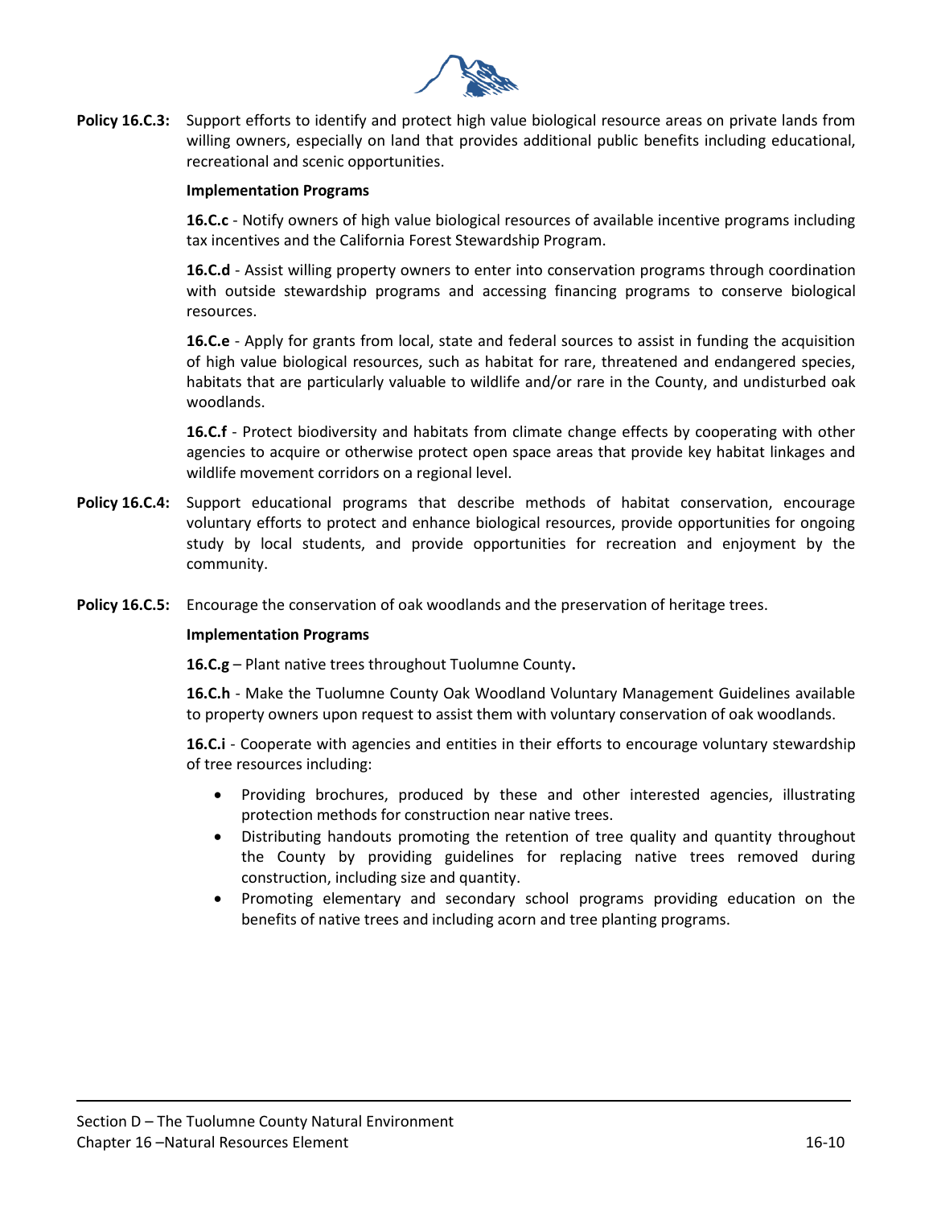**Policy 16.C.3:** Support efforts to identify and protect high value biological resource areas on private lands from willing owners, especially on land that provides additional public benefits including educational, recreational and scenic opportunities.

**Implementation Programs**

**16.C.c** - Notify owners of high value biological resources of available incentive programs including tax incentives and the California Forest Stewardship Program.

**16.C.d** - Assist willing property owners to enter into conservation programs through coordination with outside stewardship programs and accessing financing programs to conserve biological resources.

**16.C.e** - Apply for grants from local, state and federal sources to assist in funding the acquisition of high value biological resources, such as habitat for rare, threatened and endangered species, habitats that are particularly valuable to wildlife and/or rare in the County, and undisturbed oak woodlands.

**16.C.f** - Protect biodiversity and habitats from climate change effects by cooperating with other agencies to acquire or otherwise protect open space areas that provide key habitat linkages and wildlife movement corridors on a regional level.

**Policy 16.C.4:** Support educational programs that describe methods of habitat conservation, encourage voluntary efforts to protect and enhance biological resources, provide opportunities for ongoing study by local students, and provide opportunities for recreation and enjoyment by the community.

**Policy 16.C.5:** Encourage the conservation of oak woodlands and the preservation of heritage trees.

**Implementation Programs**

**16.C.g** – Plant native trees throughout Tuolumne County**.**

**16.C.h** - Make the Tuolumne County Oak Woodland Voluntary Management Guidelines available to property owners upon request to assist them with voluntary conservation of oak woodlands.

**16.C.i** - Cooperate with agencies and entities in their efforts to encourage voluntary stewardship of tree resources including:

- Providing brochures, produced by these and other interested agencies, illustrating protection methods for construction near native trees.
- Distributing handouts promoting the retention of tree quality and quantity throughout the County by providing guidelines for replacing native trees removed during construction, including size and quantity.
- Promoting elementary and secondary school programs providing education on the benefits of native trees and including acorn and tree planting programs.